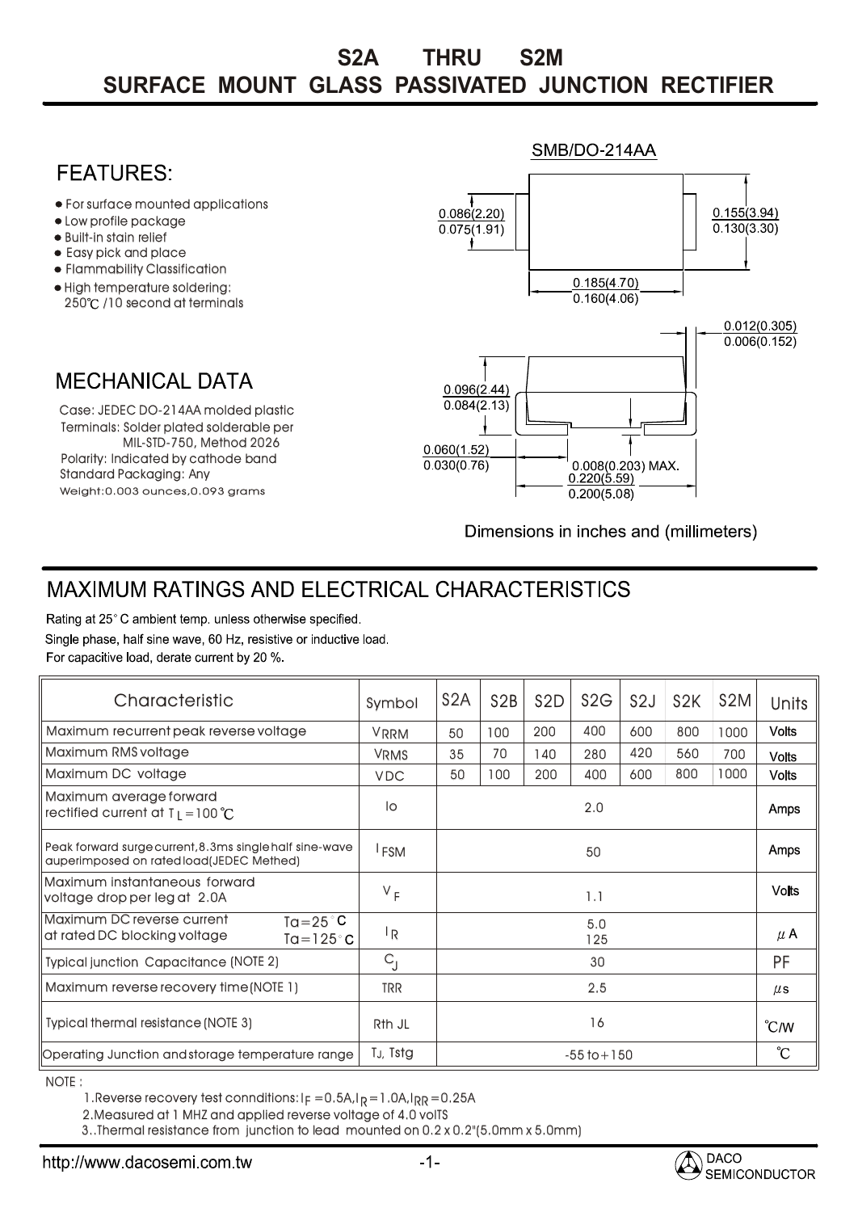# S2A THRU S2M
# SURFACE MOUNT GLASS PASSIVATED JUNCTION RECTIFIER

## FEATURES:

- For surface mounted applications
- Low profile package
- Built-in stain relief
- Easy pick and place
- Flammability Classification
- High temperature soldering: 250℃ /10 second at terminals

## MECHANICAL DATA

Case: JEDEC DO-214AA molded plastic
Terminals: Solder plated solderable per MIL-STD-750, Method 2026
Polarity: Indicated by cathode band
Standard Packaging: Any
Weight:0.003 ounces,0.093 grams

SMB/DO-214AA

0.086(2.20)
0.075(1.91)

0.155(3.94)
0.130(3.30)

0.185(4.70)
0.160(4.06)

0.012(0.305)
0.006(0.152)

0.096(2.44)
0.084(2.13)

0.060(1.52)
0.030(0.76)

0.008(0.203) MAX.

0.220(5.59)
0.200(5.08)

Dimensions in inches and (millimeters)

## MAXIMUM RATINGS AND ELECTRICAL CHARACTERISTICS

Rating at 25° C ambient temp. unless otherwise specified.
Single phase, half sine wave, 60 Hz, resistive or inductive load.
For capacitive load, derate current by 20 %.

| Characteristic | Symbol | S2A | S2B | S2D | S2G | S2J | S2K | S2M | Units |
|---|---|---|---|---|---|---|---|---|---|
| Maximum recurrent peak reverse voltage | $V_{RRM}$ | 50 | 100 | 200 | 400 | 600 | 800 | 1000 | Volts |
| Maximum RMS voltage | $V_{RMS}$ | 35 | 70 | 140 | 280 | 420 | 560 | 700 | Volts |
| Maximum DC voltage | $V_{DC}$ | 50 | 100 | 200 | 400 | 600 | 800 | 1000 | Volts |
| Maximum average forward rectified current at $T_L$=100℃ | Io | 2.0 | | | | | | | Amps |
| Peak forward surge current,8.3ms single half sine-wave auperimposed on rated load(JEDEC Methed) | $I_{FSM}$ | 50 | | | | | | | Amps |
| Maximum instantaneous forward voltage drop per leg at 2.0A | $V_F$ | 1.1 | | | | | | | Volts |
| Maximum DC reverse current at rated DC blocking voltage Ta=25°C / Ta=125°C | $I_R$ | 5.0 / 125 | | | | | | | μA |
| Typical junction Capacitance (NOTE 2) | $C_J$ | 30 | | | | | | | PF |
| Maximum reverse recovery time(NOTE 1) | TRR | 2.5 | | | | | | | μs |
| Typical thermal resistance (NOTE 3) | Rth JL | 16 | | | | | | | ℃/W |
| Operating Junction and storage temperature range | $T_J$, Tstg | -55 to+150 | | | | | | | ℃ |

NOTE :

1. Reverse recovery test connditions: $I_F$ =0.5A, $I_R$=1.0A, $I_{RR}$=0.25A
2. Measured at 1 MHZ and applied reverse voltage of 4.0 volTS
3. Thermal resistance from junction to lead mounted on 0.2 x 0.2"(5.0mm x 5.0mm)

http://www.dacosemi.com.tw

DACO SEMICONDUCTOR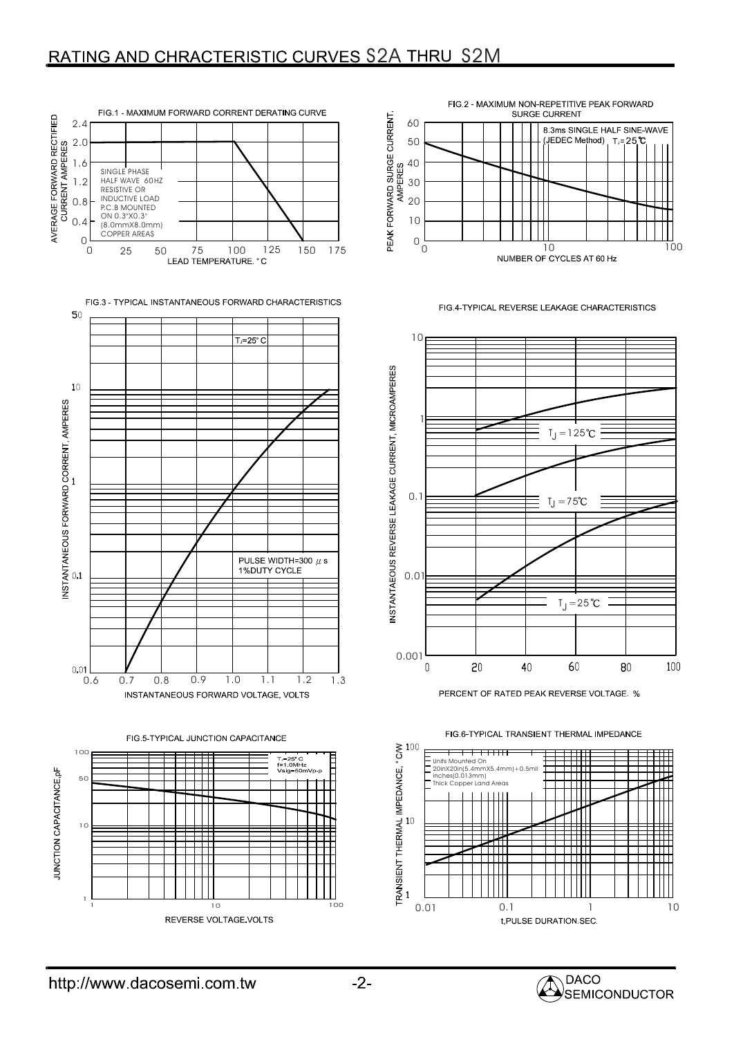# RATING AND CHRACTERISTIC CURVES S2A THRU S2M

FIG.1 - MAXIMUM FORWARD CORRENT DERATING CURVE

AVERAGE FORWARD RECTIFIED CURRENT AMPERES

2.4
2.0
1.6
1.2
0.8
0.4
0

SINGLE PHASE
HALF WAVE 60HZ
RESISTIVE OR
INDUCTIVE LOAD
P.C.B MOUNTED
ON 0.3"X0.3"
(8.0mmX8.0mm)
COPPER AREAS

0 25 50 75 100 125 150 175

LEAD TEMPERATURE. °C

FIG.2 - MAXIMUM NON-REPETITIVE PEAK FORWARD SURGE CURRENT

PEAK FORWARD SURGE CURRENT. AMPERES

60
50
40
30
20
10
0

8.3ms SINGLE HALF SINE-WAVE
(JEDEC Method) $T_J$=25℃

0 10 100

NUMBER OF CYCLES AT 60 Hz

FIG.3 - TYPICAL INSTANTANEOUS FORWARD CHARACTERISTICS

INSTANTANEOUS FORWARD CORRENT, AMPERES

50
10
1
0.1
0.01

$T_J$=25° C

PULSE WIDTH=300 $\mu$ s
1%DUTY CYCLE

0.6 0.7 0.8 0.9 1.0 1.1 1.2 1.3

INSTANTANEOUS FORWARD VOLTAGE, VOLTS

FIG.4-TYPICAL REVERSE LEAKAGE CHARACTERISTICS

INSTANTANEOUS REVERSE LEAKAGE CURRENT, MICROAMPERES

10
1
0.1
0.01
0.001

$T_J$ =125℃

$T_J$ =75℃

$T_J$ =25℃

0 20 40 60 80 100

PERCENT OF RATED PEAK REVERSE VOLTAGE. %

FIG.5-TYPICAL JUNCTION CAPACITANCE

JUNCTION CAPACITANCE,pF

100
50
10
1

$T_J$=25° C
f=1.0MHz
Vsig=50mVp-p

1 10 100

REVERSE VOLTAGE.VOLTS

FIG.6-TYPICAL TRANSIENT THERMAL IMPEDANCE

TRANSIENT THERMAL IMPEDANCE, °C/W

100
10
1

Units Mounted On
20inX20in(5.4mmX5.4mm)+0.5mil
inches(0.013mm)
Thick Copper Land Areas

0.01 0.1 1 10

t,PULSE DURATION.SEC.

http://www.dacosemi.com.tw

DACO SEMICONDUCTOR